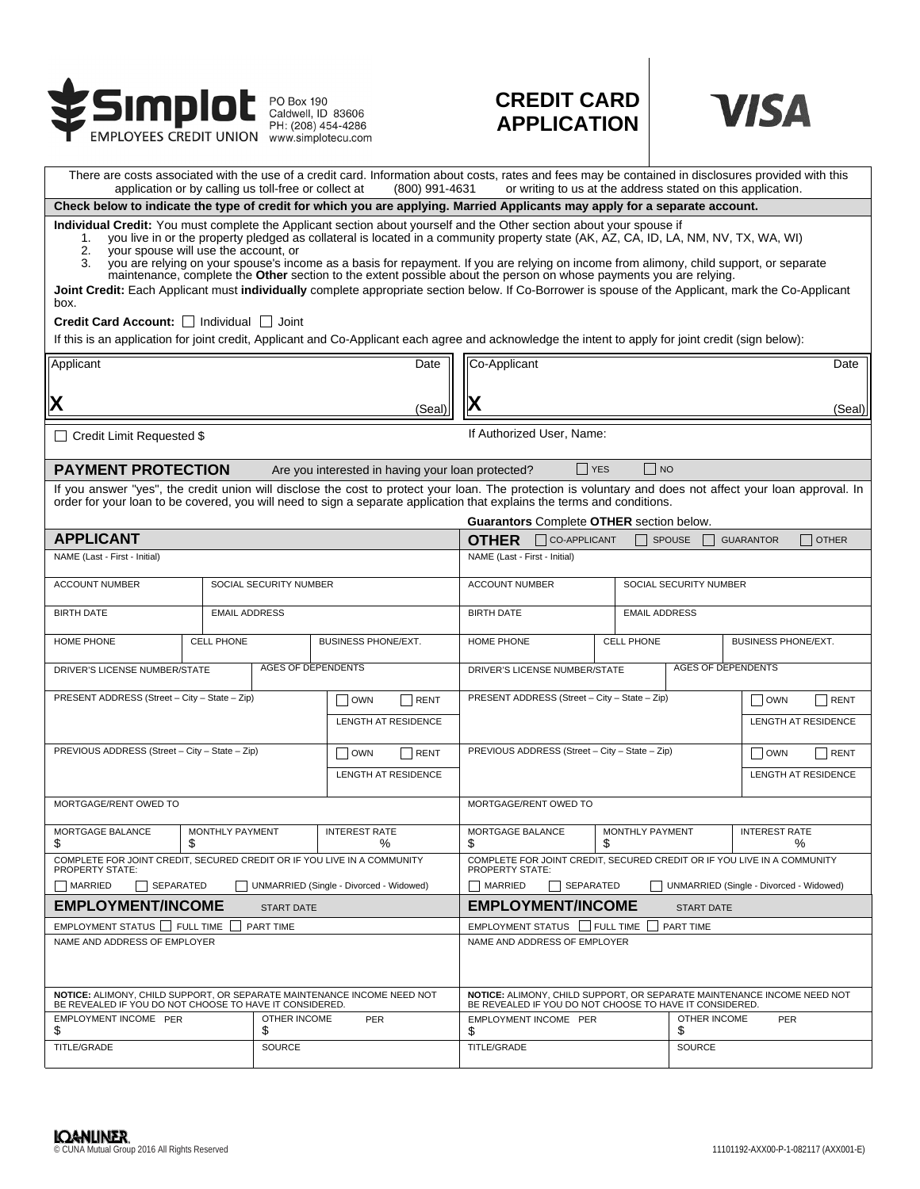**Simplot EMPLOYEES CREDIT UNION**
PO Box 190
Caldwell, ID 83606
PH: (208) 454-4286
www.simplotecu.com

# CREDIT CARD APPLICATION

**VISA**

There are costs associated with the use of a credit card. Information about costs, rates and fees may be contained in disclosures provided with this application or by calling us toll-free or collect at (800) 991-4631 or writing to us at the address stated on this application.

**Check below to indicate the type of credit for which you are applying. Married Applicants may apply for a separate account.**

**Individual Credit:** You must complete the Applicant section about yourself and the Other section about your spouse if

1. you live in or the property pledged as collateral is located in a community property state (AK, AZ, CA, ID, LA, NM, NV, TX, WA, WI)
2. your spouse will use the account, or
3. you are relying on your spouse's income as a basis for repayment. If you are relying on income from alimony, child support, or separate maintenance, complete the **Other** section to the extent possible about the person on whose payments you are relying.

**Joint Credit:** Each Applicant must **individually** complete appropriate section below. If Co-Borrower is spouse of the Applicant, mark the Co-Applicant box.

**Credit Card Account:** ☐ Individual ☐ Joint

If this is an application for joint credit, Applicant and Co-Applicant each agree and acknowledge the intent to apply for joint credit (sign below):

| Applicant | Date | Co-Applicant | Date |
|---|---|---|---|
| X | (Seal) | X | (Seal) |

☐ Credit Limit Requested $

If Authorized User, Name:

## PAYMENT PROTECTION

Are you interested in having your loan protected? ☐ YES ☐ NO

If you answer "yes", the credit union will disclose the cost to protect your loan. The protection is voluntary and does not affect your loan approval. In order for your loan to be covered, you will need to sign a separate application that explains the terms and conditions.

**Guarantors** Complete **OTHER** section below.

| **APPLICANT** | **OTHER** ☐ CO-APPLICANT ☐ SPOUSE ☐ GUARANTOR ☐ OTHER |
|---|---|
| NAME (Last - First - Initial) | NAME (Last - First - Initial) |
| ACCOUNT NUMBER / SOCIAL SECURITY NUMBER | ACCOUNT NUMBER / SOCIAL SECURITY NUMBER |
| BIRTH DATE / EMAIL ADDRESS | BIRTH DATE / EMAIL ADDRESS |
| HOME PHONE / CELL PHONE / BUSINESS PHONE/EXT. | HOME PHONE / CELL PHONE / BUSINESS PHONE/EXT. |
| DRIVER'S LICENSE NUMBER/STATE / AGES OF DEPENDENTS | DRIVER'S LICENSE NUMBER/STATE / AGES OF DEPENDENTS |
| PRESENT ADDRESS (Street – City – State – Zip) ☐ OWN ☐ RENT / LENGTH AT RESIDENCE | PRESENT ADDRESS (Street – City – State – Zip) ☐ OWN ☐ RENT / LENGTH AT RESIDENCE |
| PREVIOUS ADDRESS (Street – City – State – Zip) ☐ OWN ☐ RENT / LENGTH AT RESIDENCE | PREVIOUS ADDRESS (Street – City – State – Zip) ☐ OWN ☐ RENT / LENGTH AT RESIDENCE |
| MORTGAGE/RENT OWED TO | MORTGAGE/RENT OWED TO |
| MORTGAGE BALANCE $ / MONTHLY PAYMENT $ / INTEREST RATE % | MORTGAGE BALANCE $ / MONTHLY PAYMENT $ / INTEREST RATE % |
| COMPLETE FOR JOINT CREDIT, SECURED CREDIT OR IF YOU LIVE IN A COMMUNITY PROPERTY STATE: | COMPLETE FOR JOINT CREDIT, SECURED CREDIT OR IF YOU LIVE IN A COMMUNITY PROPERTY STATE: |
| ☐ MARRIED ☐ SEPARATED ☐ UNMARRIED (Single - Divorced - Widowed) | ☐ MARRIED ☐ SEPARATED ☐ UNMARRIED (Single - Divorced - Widowed) |
| **EMPLOYMENT/INCOME** START DATE | **EMPLOYMENT/INCOME** START DATE |
| EMPLOYMENT STATUS ☐ FULL TIME ☐ PART TIME | EMPLOYMENT STATUS ☐ FULL TIME ☐ PART TIME |
| NAME AND ADDRESS OF EMPLOYER | NAME AND ADDRESS OF EMPLOYER |
| **NOTICE:** ALIMONY, CHILD SUPPORT, OR SEPARATE MAINTENANCE INCOME NEED NOT BE REVEALED IF YOU DO NOT CHOOSE TO HAVE IT CONSIDERED. | **NOTICE:** ALIMONY, CHILD SUPPORT, OR SEPARATE MAINTENANCE INCOME NEED NOT BE REVEALED IF YOU DO NOT CHOOSE TO HAVE IT CONSIDERED. |
| EMPLOYMENT INCOME PER $ / OTHER INCOME PER $ | EMPLOYMENT INCOME PER $ / OTHER INCOME PER $ |
| TITLE/GRADE / SOURCE | TITLE/GRADE / SOURCE |

LOANLINER
© CUNA Mutual Group 2016 All Rights Reserved

11101192-AXX00-P-1-082117 (AXX001-E)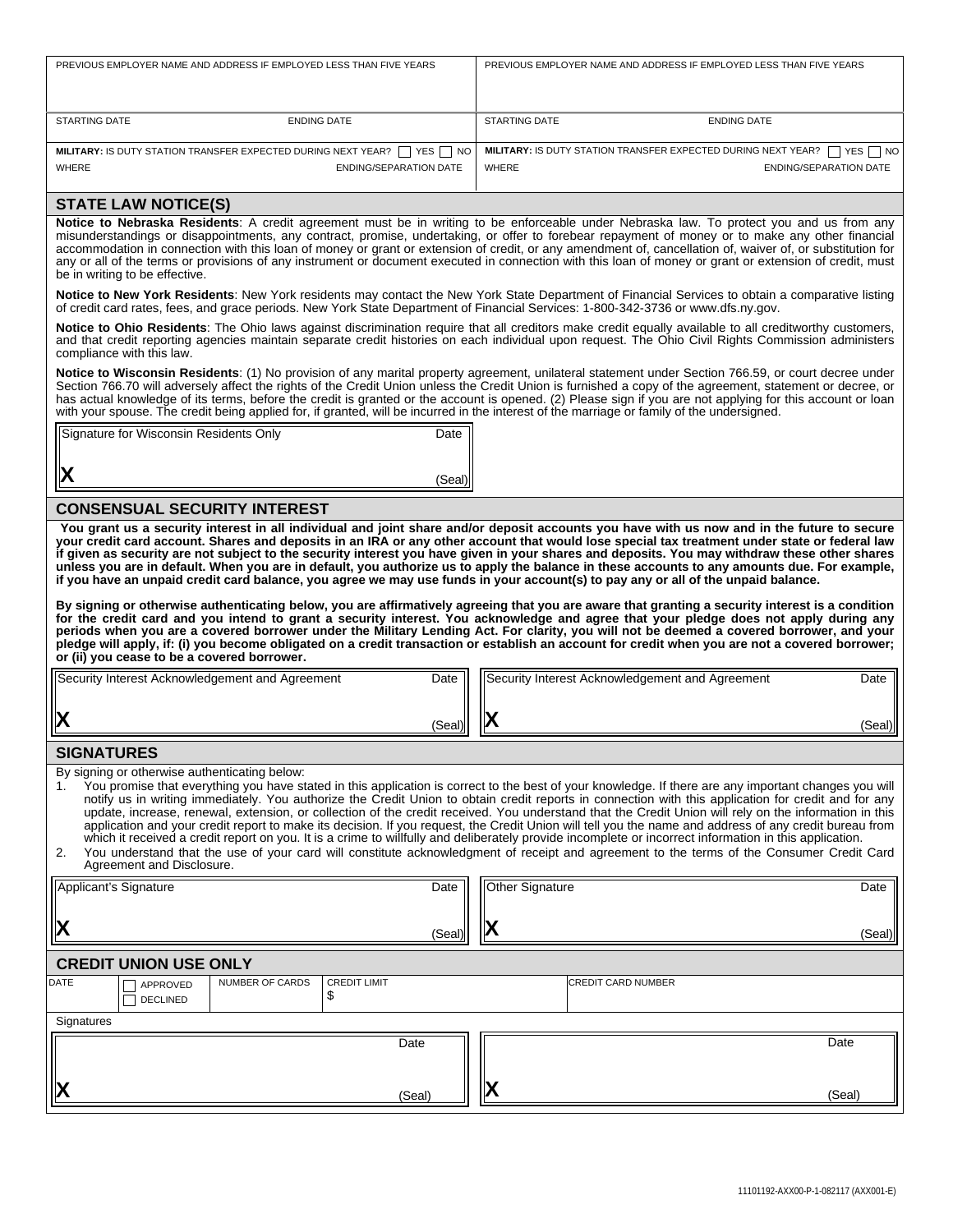| PREVIOUS EMPLOYER NAME AND ADDRESS IF EMPLOYED LESS THAN FIVE YEARS | | PREVIOUS EMPLOYER NAME AND ADDRESS IF EMPLOYED LESS THAN FIVE YEARS | |
|---|---|---|---|
| STARTING DATE | ENDING DATE | STARTING DATE | ENDING DATE |
| **MILITARY:** IS DUTY STATION TRANSFER EXPECTED DURING NEXT YEAR? ☐ YES ☐ NO | | **MILITARY:** IS DUTY STATION TRANSFER EXPECTED DURING NEXT YEAR? ☐ YES ☐ NO | |
| WHERE | ENDING/SEPARATION DATE | WHERE | ENDING/SEPARATION DATE |

## STATE LAW NOTICE(S)

**Notice to Nebraska Residents**: A credit agreement must be in writing to be enforceable under Nebraska law. To protect you and us from any misunderstandings or disappointments, any contract, promise, undertaking, or offer to forebear repayment of money or to make any other financial accommodation in connection with this loan of money or grant or extension of credit, or any amendment of, cancellation of, waiver of, or substitution for any or all of the terms or provisions of any instrument or document executed in connection with this loan of money or grant or extension of credit, must be in writing to be effective.

**Notice to New York Residents**: New York residents may contact the New York State Department of Financial Services to obtain a comparative listing of credit card rates, fees, and grace periods. New York State Department of Financial Services: 1-800-342-3736 or www.dfs.ny.gov.

**Notice to Ohio Residents**: The Ohio laws against discrimination require that all creditors make credit equally available to all creditworthy customers, and that credit reporting agencies maintain separate credit histories on each individual upon request. The Ohio Civil Rights Commission administers compliance with this law.

**Notice to Wisconsin Residents**: (1) No provision of any marital property agreement, unilateral statement under Section 766.59, or court decree under Section 766.70 will adversely affect the rights of the Credit Union unless the Credit Union is furnished a copy of the agreement, statement or decree, or has actual knowledge of its terms, before the credit is granted or the account is opened. (2) Please sign if you are not applying for this account or loan with your spouse. The credit being applied for, if granted, will be incurred in the interest of the marriage or family of the undersigned.

| Signature for Wisconsin Residents Only | Date |
|---|---|
| **X** | (Seal) |

## CONSENSUAL SECURITY INTEREST

**You grant us a security interest in all individual and joint share and/or deposit accounts you have with us now and in the future to secure your credit card account. Shares and deposits in an IRA or any other account that would lose special tax treatment under state or federal law if given as security are not subject to the security interest you have given in your shares and deposits. You may withdraw these other shares unless you are in default. When you are in default, you authorize us to apply the balance in these accounts to any amounts due. For example, if you have an unpaid credit card balance, you agree we may use funds in your account(s) to pay any or all of the unpaid balance.**

**By signing or otherwise authenticating below, you are affirmatively agreeing that you are aware that granting a security interest is a condition for the credit card and you intend to grant a security interest. You acknowledge and agree that your pledge does not apply during any periods when you are a covered borrower under the Military Lending Act. For clarity, you will not be deemed a covered borrower, and your pledge will apply, if: (i) you become obligated on a credit transaction or establish an account for credit when you are not a covered borrower; or (ii) you cease to be a covered borrower.**

| Security Interest Acknowledgement and Agreement | Date | Security Interest Acknowledgement and Agreement | Date |
|---|---|---|---|
| **X** | (Seal) | **X** | (Seal) |

## SIGNATURES

By signing or otherwise authenticating below:

1. You promise that everything you have stated in this application is correct to the best of your knowledge. If there are any important changes you will notify us in writing immediately. You authorize the Credit Union to obtain credit reports in connection with this application for credit and for any update, increase, renewal, extension, or collection of the credit received. You understand that the Credit Union will rely on the information in this application and your credit report to make its decision. If you request, the Credit Union will tell you the name and address of any credit bureau from which it received a credit report on you. It is a crime to willfully and deliberately provide incomplete or incorrect information in this application.
2. You understand that the use of your card will constitute acknowledgment of receipt and agreement to the terms of the Consumer Credit Card Agreement and Disclosure.

| Applicant's Signature | Date | Other Signature | Date |
|---|---|---|---|
| **X** | (Seal) | **X** | (Seal) |

## CREDIT UNION USE ONLY

| DATE | ☐ APPROVED ☐ DECLINED | NUMBER OF CARDS | CREDIT LIMIT | CREDIT CARD NUMBER |
|---|---|---|---|---|
| | | | $ | |

Signatures

| | Date | | Date |
|---|---|---|---|
| **X** | (Seal) | **X** | (Seal) |

11101192-AXX00-P-1-082117 (AXX001-E)